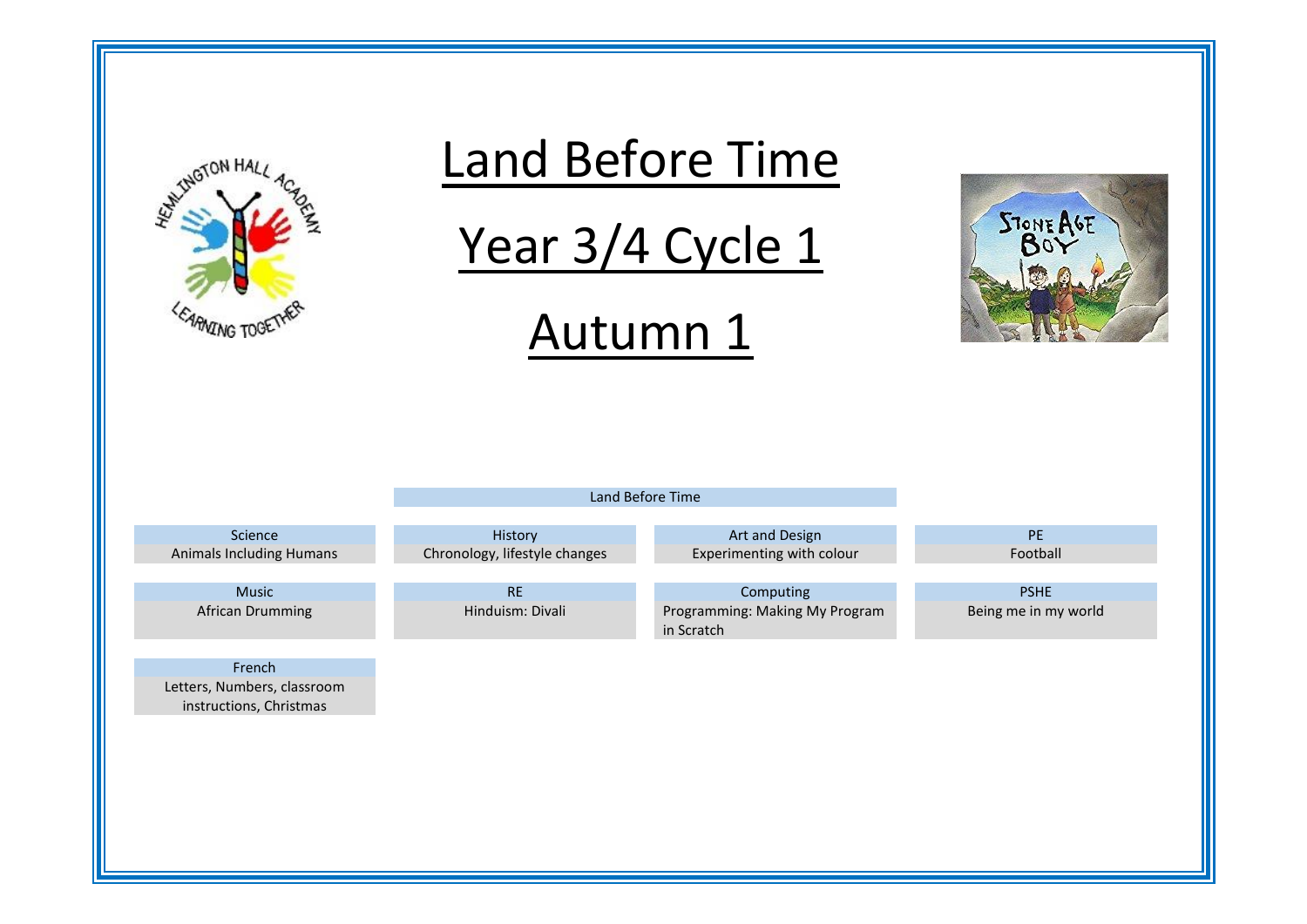# Land Before Time

# Year 3/4 Cycle 1

# Autumn 1

**Land Before Time**

| Science | History | Art and Design | PE |
|---|---|---|---|
| Animals Including Humans | Chronology, lifestyle changes | Experimenting with colour | Football |

| Music | RE | Computing | PSHE |
|---|---|---|---|
| African Drumming | Hinduism: Divali | Programming: Making My Program in Scratch | Being me in my world |

| French |
|---|
| Letters, Numbers, classroom instructions, Christmas |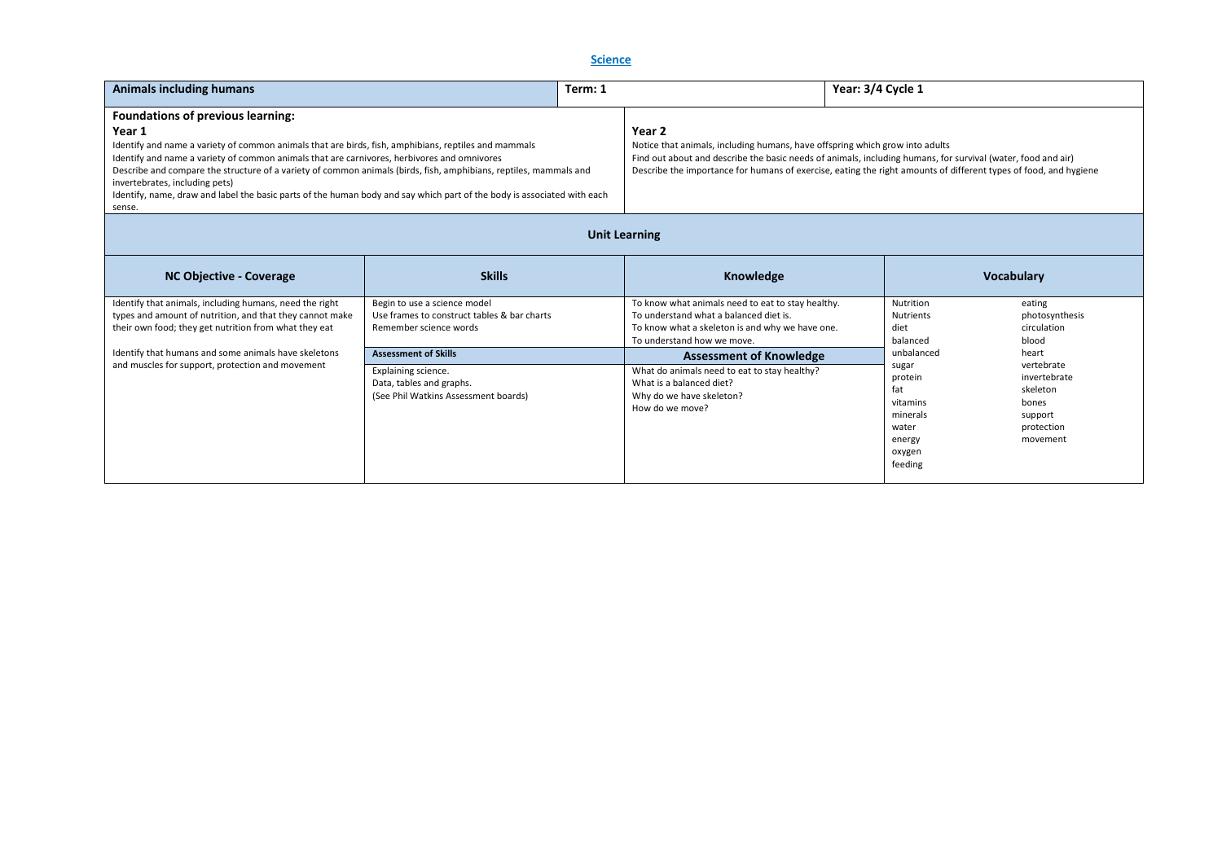## Science

| Animals including humans | Term: 1 | Year: 3/4 Cycle 1 |
|---|---|---|

| Foundations of previous learning: | |
|---|---|
| **Year 1**<br>Identify and name a variety of common animals that are birds, fish, amphibians, reptiles and mammals<br>Identify and name a variety of common animals that are carnivores, herbivores and omnivores<br>Describe and compare the structure of a variety of common animals (birds, fish, amphibians, reptiles, mammals and invertebrates, including pets)<br>Identify, name, draw and label the basic parts of the human body and say which part of the body is associated with each sense. | **Year 2**<br>Notice that animals, including humans, have offspring which grow into adults<br>Find out about and describe the basic needs of animals, including humans, for survival (water, food and air)<br>Describe the importance for humans of exercise, eating the right amounts of different types of food, and hygiene |

### Unit Learning

| NC Objective - Coverage | Skills | Knowledge | Vocabulary | |
|---|---|---|---|---|
| Identify that animals, including humans, need the right types and amount of nutrition, and that they cannot make their own food; they get nutrition from what they eat<br><br>Identify that humans and some animals have skeletons and muscles for support, protection and movement | Begin to use a science model<br>Use frames to construct tables & bar charts<br>Remember science words<br><br>**Assessment of Skills**<br>Explaining science.<br>Data, tables and graphs.<br>(See Phil Watkins Assessment boards) | To know what animals need to eat to stay healthy.<br>To understand what a balanced diet is.<br>To know what a skeleton is and why we have one.<br>To understand how we move.<br><br>**Assessment of Knowledge**<br>What do animals need to eat to stay healthy?<br>What is a balanced diet?<br>Why do we have skeleton?<br>How do we move? | Nutrition<br>Nutrients<br>diet<br>balanced<br>unbalanced<br>sugar<br>protein<br>fat<br>vitamins<br>minerals<br>water<br>energy<br>oxygen<br>feeding | eating<br>photosynthesis<br>circulation<br>blood<br>heart<br>vertebrate<br>invertebrate<br>skeleton<br>bones<br>support<br>protection<br>movement |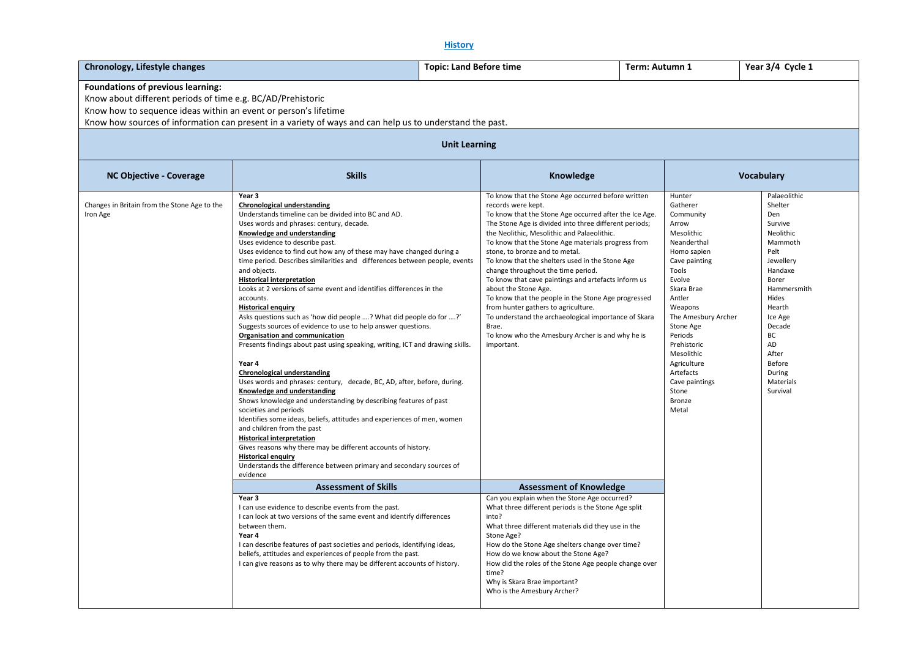# History

| Chronology, Lifestyle changes | Topic: Land Before time | Term: Autumn 1 | Year 3/4 Cycle 1 |
|---|---|---|---|

**Foundations of previous learning:**

Know about different periods of time e.g. BC/AD/Prehistoric

Know how to sequence ideas within an event or person's lifetime

Know how sources of information can present in a variety of ways and can help us to understand the past.

## Unit Learning

| NC Objective - Coverage | Skills | Knowledge | Vocabulary | |
|---|---|---|---|---|
| Changes in Britain from the Stone Age to the Iron Age | **Year 3**<br>**Chronological understanding**<br>Understands timeline can be divided into BC and AD.<br>Uses words and phrases: century, decade.<br>**Knowledge and understanding**<br>Uses evidence to describe past.<br>Uses evidence to find out how any of these may have changed during a time period. Describes similarities and differences between people, events and objects.<br>**Historical interpretation**<br>Looks at 2 versions of same event and identifies differences in the accounts.<br>**Historical enquiry**<br>Asks questions such as 'how did people ....? What did people do for ....?'<br>Suggests sources of evidence to use to help answer questions.<br>**Organisation and communication**<br>Presents findings about past using speaking, writing, ICT and drawing skills.<br><br>**Year 4**<br>**Chronological understanding**<br>Uses words and phrases: century, decade, BC, AD, after, before, during.<br>**Knowledge and understanding**<br>Shows knowledge and understanding by describing features of past societies and periods<br>Identifies some ideas, beliefs, attitudes and experiences of men, women and children from the past<br>**Historical interpretation**<br>Gives reasons why there may be different accounts of history.<br>**Historical enquiry**<br>Understands the difference between primary and secondary sources of evidence | To know that the Stone Age occurred before written records were kept.<br>To know that the Stone Age occurred after the Ice Age.<br>The Stone Age is divided into three different periods; the Neolithic, Mesolithic and Palaeolithic.<br>To know that the Stone Age materials progress from stone, to bronze and to metal.<br>To know that the shelters used in the Stone Age change throughout the time period.<br>To know that cave paintings and artefacts inform us about the Stone Age.<br>To know that the people in the Stone Age progressed from hunter gathers to agriculture.<br>To understand the archaeological importance of Skara Brae.<br>To know who the Amesbury Archer is and why he is important. | Hunter<br>Gatherer<br>Community<br>Arrow<br>Mesolithic<br>Neanderthal<br>Homo sapien<br>Cave painting<br>Tools<br>Evolve<br>Skara Brae<br>Antler<br>Weapons<br>The Amesbury Archer<br>Stone Age<br>Periods<br>Prehistoric<br>Mesolithic<br>Agriculture<br>Artefacts<br>Cave paintings<br>Stone<br>Bronze<br>Metal | Palaeolithic<br>Shelter<br>Den<br>Survive<br>Neolithic<br>Mammoth<br>Pelt<br>Jewellery<br>Handaxe<br>Borer<br>Hammersmith<br>Hides<br>Hearth<br>Ice Age<br>Decade<br>BC<br>AD<br>After<br>Before<br>During<br>Materials<br>Survival |
| | **Assessment of Skills** | **Assessment of Knowledge** | | |
| | **Year 3**<br>I can use evidence to describe events from the past.<br>I can look at two versions of the same event and identify differences between them.<br>**Year 4**<br>I can describe features of past societies and periods, identifying ideas, beliefs, attitudes and experiences of people from the past.<br>I can give reasons as to why there may be different accounts of history. | Can you explain when the Stone Age occurred?<br>What three different periods is the Stone Age split into?<br>What three different materials did they use in the Stone Age?<br>How do the Stone Age shelters change over time?<br>How do we know about the Stone Age?<br>How did the roles of the Stone Age people change over time?<br>Why is Skara Brae important?<br>Who is the Amesbury Archer? | | |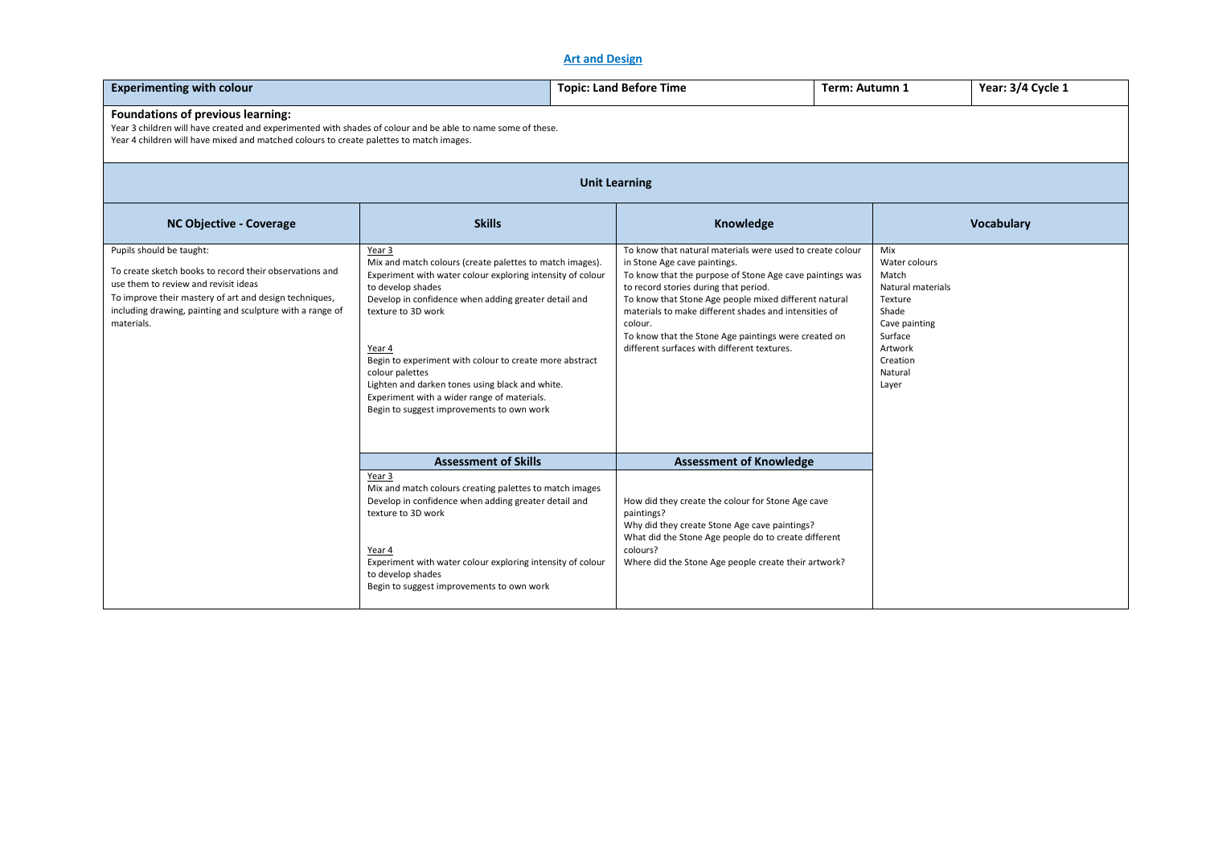# Art and Design

| Experimenting with colour | Topic: Land Before Time | Term: Autumn 1 | Year: 3/4 Cycle 1 |
|---|---|---|---|

**Foundations of previous learning:**

Year 3 children will have created and experimented with shades of colour and be able to name some of these.
Year 4 children will have mixed and matched colours to create palettes to match images.

## Unit Learning

| NC Objective - Coverage | Skills | Knowledge | Vocabulary |
|---|---|---|---|
| Pupils should be taught:<br><br>To create sketch books to record their observations and use them to review and revisit ideas<br>To improve their mastery of art and design techniques, including drawing, painting and sculpture with a range of materials. | Year 3<br>Mix and match colours (create palettes to match images).<br>Experiment with water colour exploring intensity of colour to develop shades<br>Develop in confidence when adding greater detail and texture to 3D work<br><br>Year 4<br>Begin to experiment with colour to create more abstract colour palettes<br>Lighten and darken tones using black and white.<br>Experiment with a wider range of materials.<br>Begin to suggest improvements to own work | To know that natural materials were used to create colour in Stone Age cave paintings.<br>To know that the purpose of Stone Age cave paintings was to record stories during that period.<br>To know that Stone Age people mixed different natural materials to make different shades and intensities of colour.<br>To know that the Stone Age paintings were created on different surfaces with different textures. | Mix<br>Water colours<br>Match<br>Natural materials<br>Texture<br>Shade<br>Cave painting<br>Surface<br>Artwork<br>Creation<br>Natural<br>Layer |
| | **Assessment of Skills** | **Assessment of Knowledge** | |
| | Year 3<br>Mix and match colours creating palettes to match images<br>Develop in confidence when adding greater detail and texture to 3D work<br><br>Year 4<br>Experiment with water colour exploring intensity of colour to develop shades<br>Begin to suggest improvements to own work | How did they create the colour for Stone Age cave paintings?<br>Why did they create Stone Age cave paintings?<br>What did the Stone Age people do to create different colours?<br>Where did the Stone Age people create their artwork? | |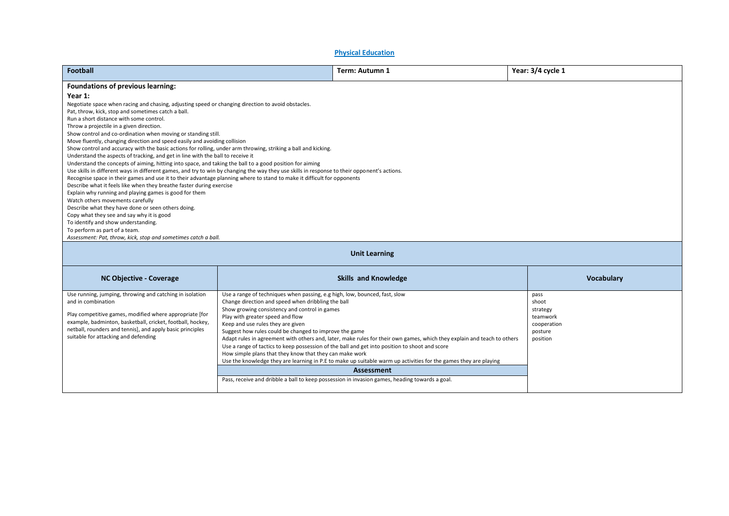## Physical Education

| Football | Term: Autumn 1 | Year: 3/4 cycle 1 |
|---|---|---|

**Foundations of previous learning:**

**Year 1:**

Negotiate space when racing and chasing, adjusting speed or changing direction to avoid obstacles.
Pat, throw, kick, stop and sometimes catch a ball.
Run a short distance with some control.
Throw a projectile in a given direction.
Show control and co-ordination when moving or standing still.
Move fluently, changing direction and speed easily and avoiding collision
Show control and accuracy with the basic actions for rolling, under arm throwing, striking a ball and kicking.
Understand the aspects of tracking, and get in line with the ball to receive it
Understand the concepts of aiming, hitting into space, and taking the ball to a good position for aiming
Use skills in different ways in different games, and try to win by changing the way they use skills in response to their opponent's actions.
Recognise space in their games and use it to their advantage planning where to stand to make it difficult for opponents
Describe what it feels like when they breathe faster during exercise
Explain why running and playing games is good for them
Watch others movements carefully
Describe what they have done or seen others doing.
Copy what they see and say why it is good
To identify and show understanding.
To perform as part of a team.
*Assessment: Pat, throw, kick, stop and sometimes catch a ball.*

### Unit Learning

| NC Objective - Coverage | Skills and Knowledge | Vocabulary |
|---|---|---|
| Use running, jumping, throwing and catching in isolation and in combination<br><br>Play competitive games, modified where appropriate [for example, badminton, basketball, cricket, football, hockey, netball, rounders and tennis], and apply basic principles suitable for attacking and defending | Use a range of techniques when passing, e.g high, low, bounced, fast, slow<br>Change direction and speed when dribbling the ball<br>Show growing consistency and control in games<br>Play with greater speed and flow<br>Keep and use rules they are given<br>Suggest how rules could be changed to improve the game<br>Adapt rules in agreement with others and, later, make rules for their own games, which they explain and teach to others<br>Use a range of tactics to keep possession of the ball and get into position to shoot and score<br>How simple plans that they know that they can make work<br>Use the knowledge they are learning in P.E to make up suitable warm up activities for the games they are playing<br><br>**Assessment**<br><br>Pass, receive and dribble a ball to keep possession in invasion games, heading towards a goal. | pass<br>shoot<br>strategy<br>teamwork<br>cooperation<br>posture<br>position |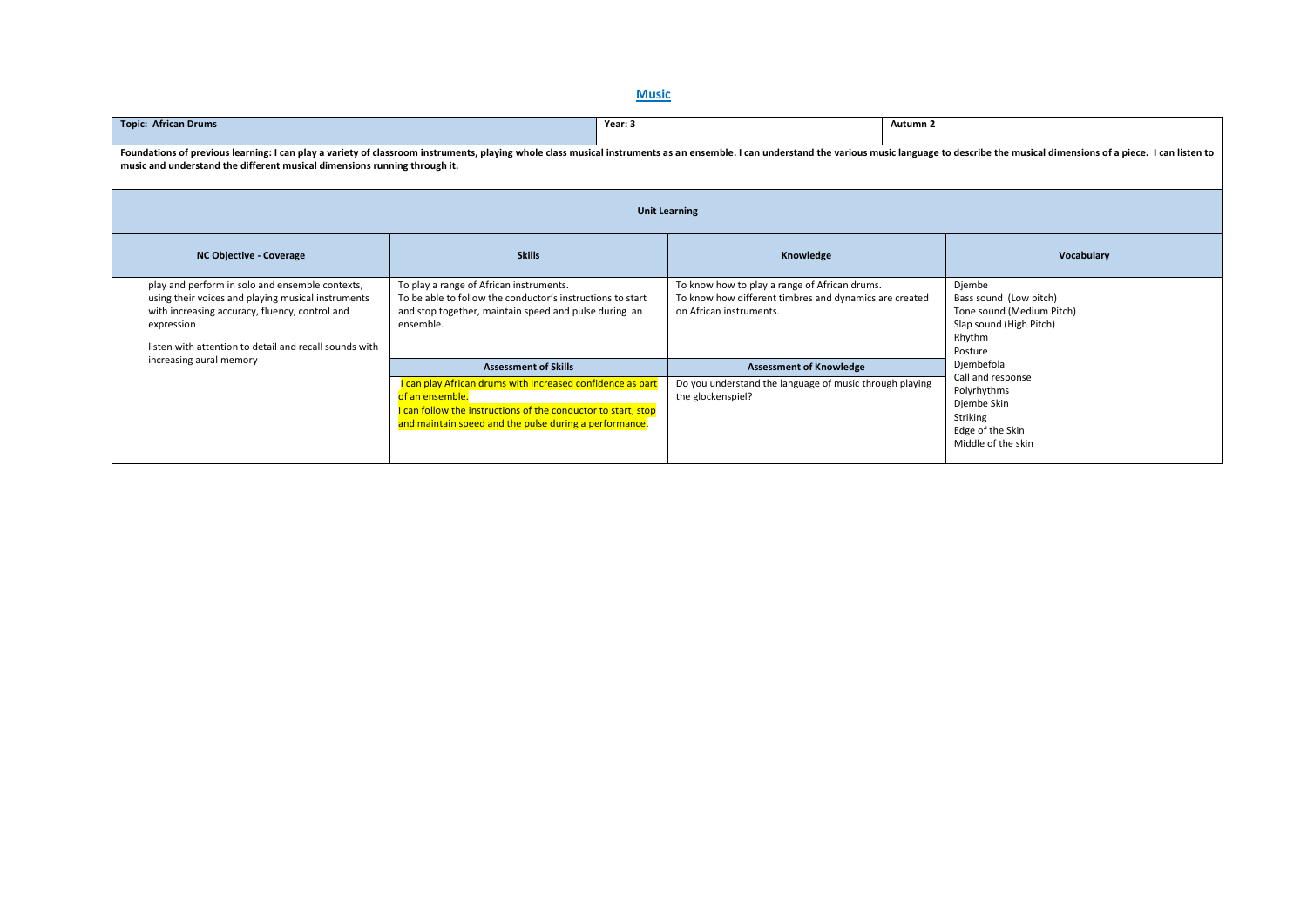## Music

| Topic: African Drums | Year: 3 | Autumn 2 | |
|---|---|---|---|
| **Foundations of previous learning: I can play a variety of classroom instruments, playing whole class musical instruments as an ensemble. I can understand the various music language to describe the musical dimensions of a piece. I can listen to music and understand the different musical dimensions running through it.** | | | |
| **Unit Learning** | | | |
| **NC Objective - Coverage** | **Skills** | **Knowledge** | **Vocabulary** |
| play and perform in solo and ensemble contexts, using their voices and playing musical instruments with increasing accuracy, fluency, control and expression<br><br>listen with attention to detail and recall sounds with increasing aural memory | To play a range of African instruments.<br>To be able to follow the conductor's instructions to start and stop together, maintain speed and pulse during an ensemble. | To know how to play a range of African drums.<br>To know how different timbres and dynamics are created on African instruments. | Djembe<br>Bass sound (Low pitch)<br>Tone sound (Medium Pitch)<br>Slap sound (High Pitch)<br>Rhythm<br>Posture<br>Djembefola<br>Call and response<br>Polyrhythms<br>Djembe Skin<br>Striking<br>Edge of the Skin<br>Middle of the skin |
| | **Assessment of Skills** | **Assessment of Knowledge** | |
| | I can play African drums with increased confidence as part of an ensemble.<br>I can follow the instructions of the conductor to start, stop and maintain speed and the pulse during a performance. | Do you understand the language of music through playing the glockenspiel? | |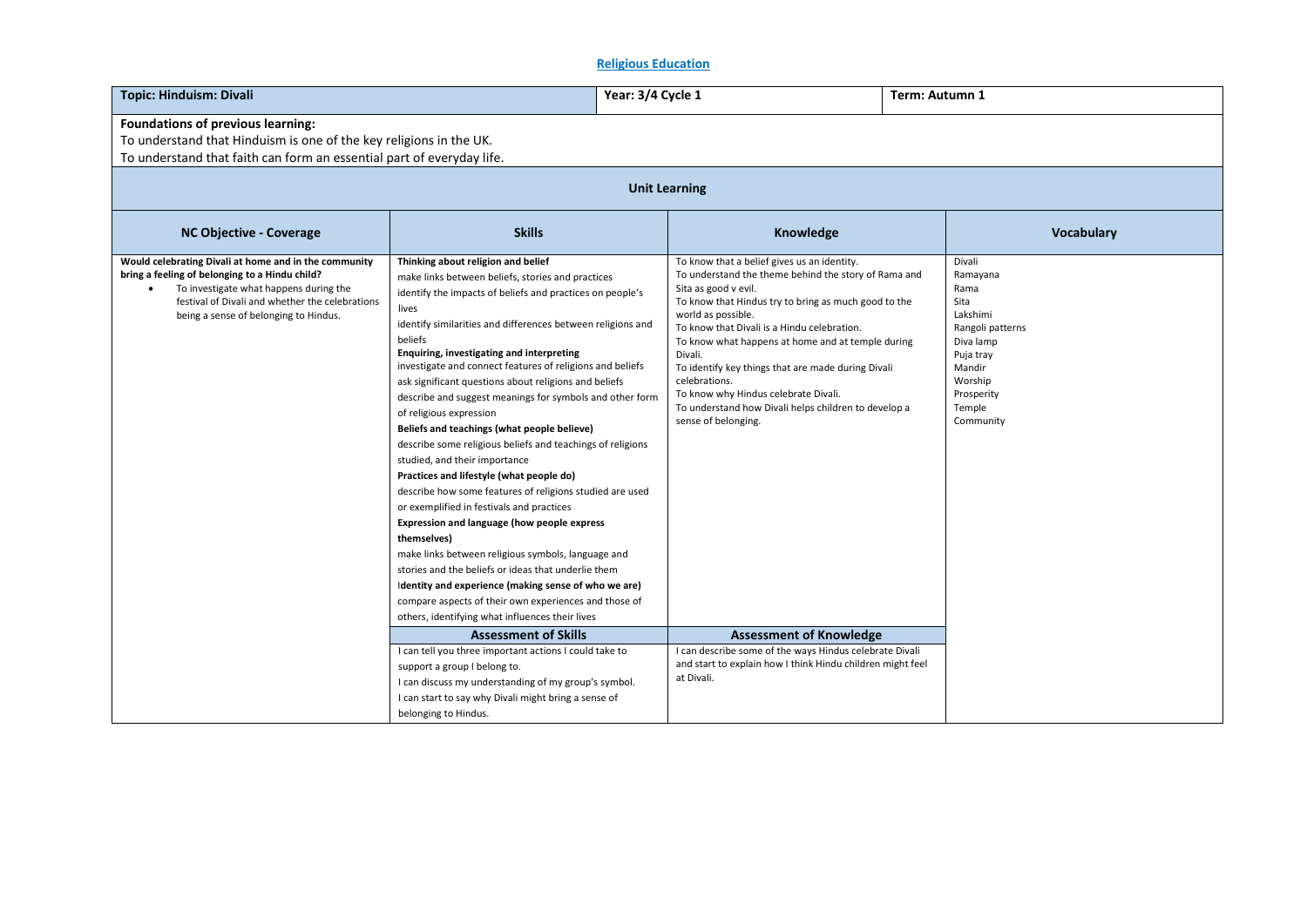## Religious Education

| Topic: Hinduism: Divali | Year: 3/4 Cycle 1 | Term: Autumn 1 |
|---|---|---|

**Foundations of previous learning:**
To understand that Hinduism is one of the key religions in the UK.
To understand that faith can form an essential part of everyday life.

### Unit Learning

| NC Objective - Coverage | Skills | Knowledge | Vocabulary |
|---|---|---|---|
| **Would celebrating Divali at home and in the community bring a feeling of belonging to a Hindu child?**<br>• To investigate what happens during the festival of Divali and whether the celebrations being a sense of belonging to Hindus. | **Thinking about religion and belief**<br>make links between beliefs, stories and practices<br>identify the impacts of beliefs and practices on people's lives<br>identify similarities and differences between religions and beliefs<br>**Enquiring, investigating and interpreting**<br>investigate and connect features of religions and beliefs<br>ask significant questions about religions and beliefs<br>describe and suggest meanings for symbols and other form of religious expression<br>**Beliefs and teachings (what people believe)**<br>describe some religious beliefs and teachings of religions studied, and their importance<br>**Practices and lifestyle (what people do)**<br>describe how some features of religions studied are used or exemplified in festivals and practices<br>**Expression and language (how people express themselves)**<br>make links between religious symbols, language and stories and the beliefs or ideas that underlie them<br>**Identity and experience (making sense of who we are)**<br>compare aspects of their own experiences and those of others, identifying what influences their lives | To know that a belief gives us an identity.<br>To understand the theme behind the story of Rama and Sita as good v evil.<br>To know that Hindus try to bring as much good to the world as possible.<br>To know that Divali is a Hindu celebration.<br>To know what happens at home and at temple during Divali.<br>To identify key things that are made during Divali celebrations.<br>To know why Hindus celebrate Divali.<br>To understand how Divali helps children to develop a sense of belonging. | Divali<br>Ramayana<br>Rama<br>Sita<br>Lakshimi<br>Rangoli patterns<br>Diva lamp<br>Puja tray<br>Mandir<br>Worship<br>Prosperity<br>Temple<br>Community |
| | **Assessment of Skills** | **Assessment of Knowledge** | |
| | I can tell you three important actions I could take to support a group I belong to.<br>I can discuss my understanding of my group's symbol.<br>I can start to say why Divali might bring a sense of belonging to Hindus. | I can describe some of the ways Hindus celebrate Divali and start to explain how I think Hindu children might feel at Divali. | |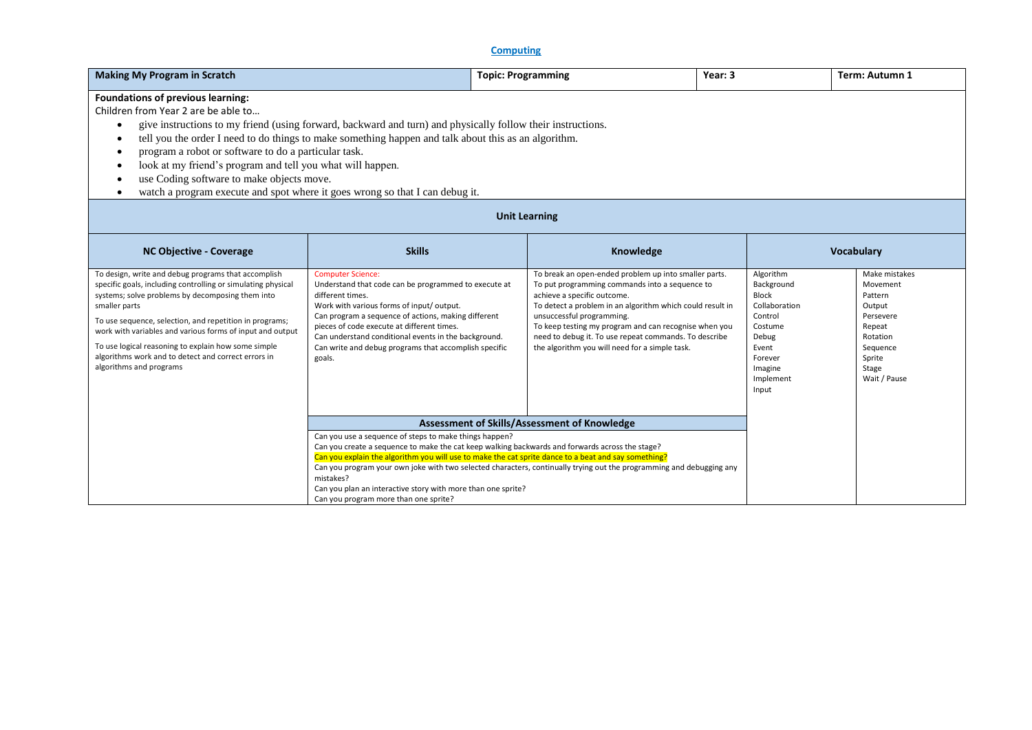## Computing

| Making My Program in Scratch | Topic: Programming | Year: 3 | Term: Autumn 1 |
|---|---|---|---|

**Foundations of previous learning:**

Children from Year 2 are be able to…

- give instructions to my friend (using forward, backward and turn) and physically follow their instructions.
- tell you the order I need to do things to make something happen and talk about this as an algorithm.
- program a robot or software to do a particular task.
- look at my friend's program and tell you what will happen.
- use Coding software to make objects move.
- watch a program execute and spot where it goes wrong so that I can debug it.

### Unit Learning

| NC Objective - Coverage | Skills | Knowledge | Vocabulary | |
|---|---|---|---|---|
| To design, write and debug programs that accomplish specific goals, including controlling or simulating physical systems; solve problems by decomposing them into smaller parts<br><br>To use sequence, selection, and repetition in programs; work with variables and various forms of input and output<br><br>To use logical reasoning to explain how some simple algorithms work and to detect and correct errors in algorithms and programs | Computer Science:<br>Understand that code can be programmed to execute at different times.<br>Work with various forms of input/ output.<br>Can program a sequence of actions, making different pieces of code execute at different times.<br>Can understand conditional events in the background.<br>Can write and debug programs that accomplish specific goals. | To break an open-ended problem up into smaller parts.<br>To put programming commands into a sequence to achieve a specific outcome.<br>To detect a problem in an algorithm which could result in unsuccessful programming.<br>To keep testing my program and can recognise when you need to debug it. To use repeat commands. To describe the algorithm you will need for a simple task. | Algorithm<br>Background<br>Block<br>Collaboration<br>Control<br>Costume<br>Debug<br>Event<br>Forever<br>Imagine<br>Implement<br>Input | Make mistakes<br>Movement<br>Pattern<br>Output<br>Persevere<br>Repeat<br>Rotation<br>Sequence<br>Sprite<br>Stage<br>Wait / Pause |
| | **Assessment of Skills/Assessment of Knowledge**<br>Can you use a sequence of steps to make things happen?<br>Can you create a sequence to make the cat keep walking backwards and forwards across the stage?<br>Can you explain the algorithm you will use to make the cat sprite dance to a beat and say something?<br>Can you program your own joke with two selected characters, continually trying out the programming and debugging any mistakes?<br>Can you plan an interactive story with more than one sprite?<br>Can you program more than one sprite? | | | |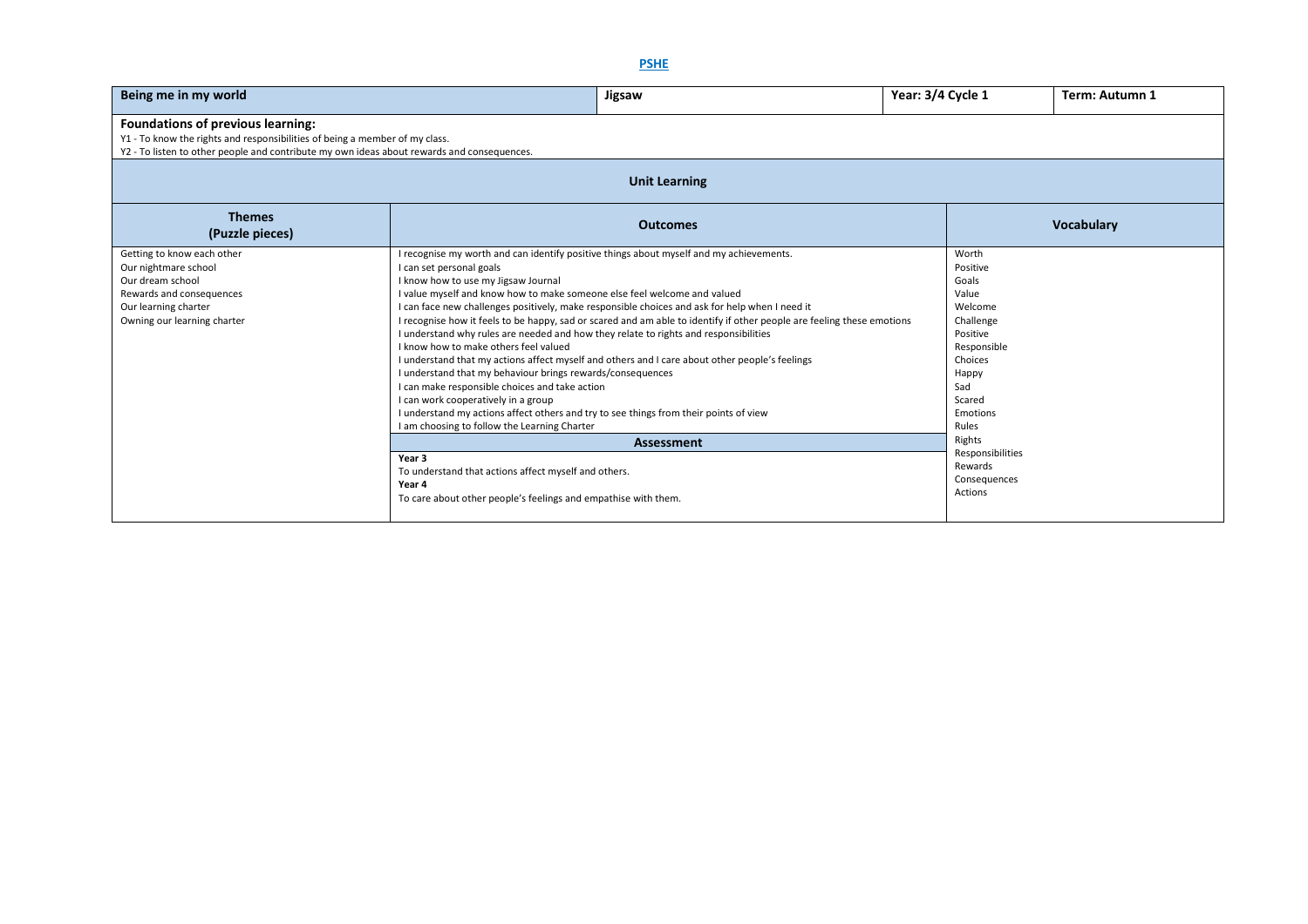**PSHE**

| Being me in my world | Jigsaw | Year: 3/4 Cycle 1 | Term: Autumn 1 |
|---|---|---|---|

**Foundations of previous learning:**

Y1 - To know the rights and responsibilities of being a member of my class.

Y2 - To listen to other people and contribute my own ideas about rewards and consequences.

**Unit Learning**

| Themes (Puzzle pieces) | Outcomes | Vocabulary |
|---|---|---|
| Getting to know each other<br>Our nightmare school<br>Our dream school<br>Rewards and consequences<br>Our learning charter<br>Owning our learning charter | I recognise my worth and can identify positive things about myself and my achievements.<br>I can set personal goals<br>I know how to use my Jigsaw Journal<br>I value myself and know how to make someone else feel welcome and valued<br>I can face new challenges positively, make responsible choices and ask for help when I need it<br>I recognise how it feels to be happy, sad or scared and am able to identify if other people are feeling these emotions<br>I understand why rules are needed and how they relate to rights and responsibilities<br>I know how to make others feel valued<br>I understand that my actions affect myself and others and I care about other people's feelings<br>I understand that my behaviour brings rewards/consequences<br>I can make responsible choices and take action<br>I can work cooperatively in a group<br>I understand my actions affect others and try to see things from their points of view<br>I am choosing to follow the Learning Charter<br><br>**Assessment**<br>**Year 3**<br>To understand that actions affect myself and others.<br>**Year 4**<br>To care about other people's feelings and empathise with them. | Worth<br>Positive<br>Goals<br>Value<br>Welcome<br>Challenge<br>Positive<br>Responsible<br>Choices<br>Happy<br>Sad<br>Scared<br>Emotions<br>Rules<br>Rights<br>Responsibilities<br>Rewards<br>Consequences<br>Actions |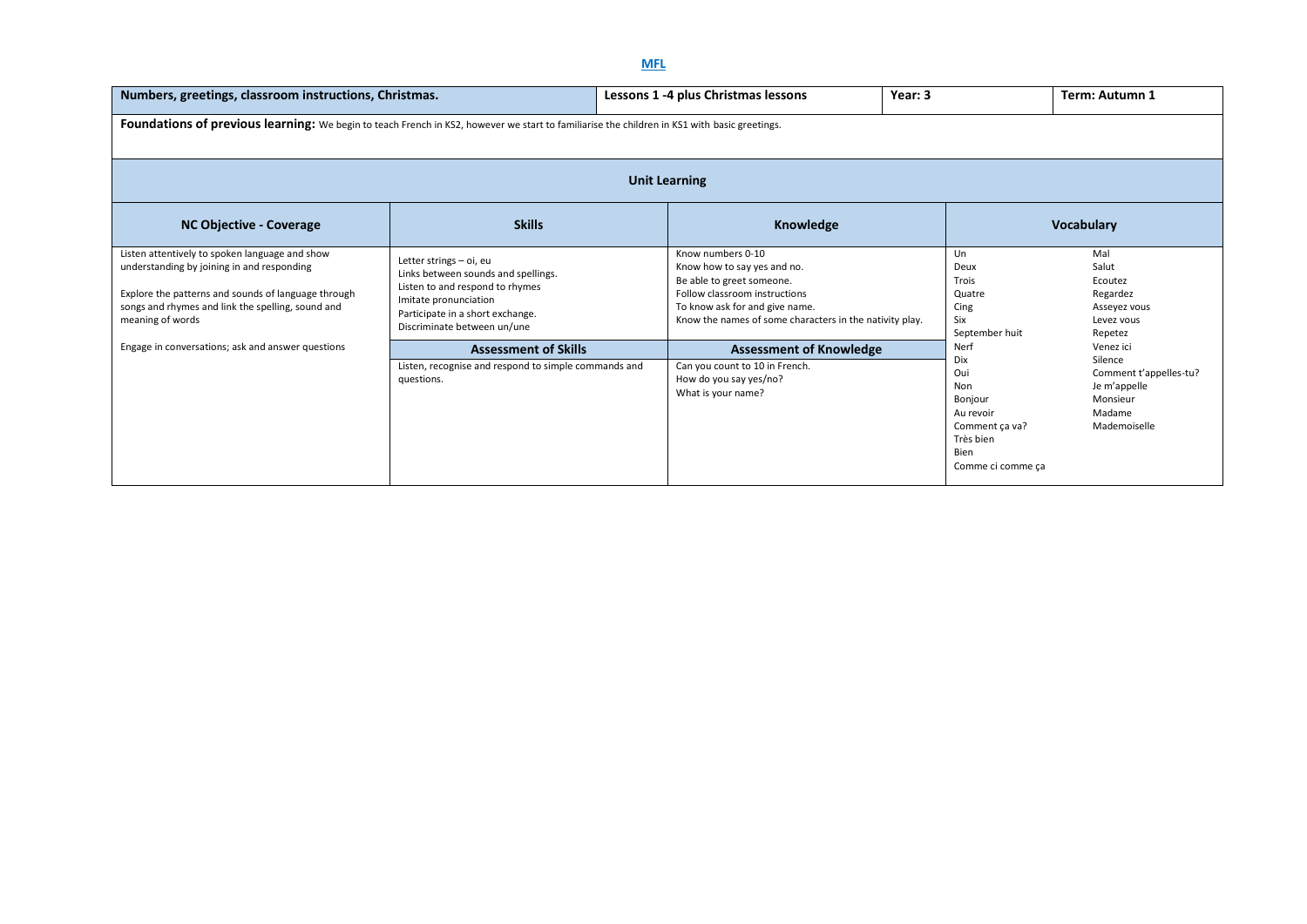**MFL**

| Numbers, greetings, classroom instructions, Christmas. | Lessons 1 -4 plus Christmas lessons | Year: 3 | Term: Autumn 1 |
|---|---|---|---|

**Foundations of previous learning:** We begin to teach French in KS2, however we start to familiarise the children in KS1 with basic greetings.

**Unit Learning**

| NC Objective - Coverage | Skills | Knowledge | Vocabulary | |
|---|---|---|---|---|
| Listen attentively to spoken language and show understanding by joining in and responding<br><br>Explore the patterns and sounds of language through songs and rhymes and link the spelling, sound and meaning of words<br><br>Engage in conversations; ask and answer questions | Letter strings – oi, eu<br>Links between sounds and spellings.<br>Listen to and respond to rhymes<br>Imitate pronunciation<br>Participate in a short exchange.<br>Discriminate between un/une | Know numbers 0-10<br>Know how to say yes and no.<br>Be able to greet someone.<br>Follow classroom instructions<br>To know ask for and give name.<br>Know the names of some characters in the nativity play. | Un<br>Deux<br>Trois<br>Quatre<br>Cinq<br>Six<br>September huit<br>Nerf<br>Dix<br>Oui<br>Non<br>Bonjour<br>Au revoir<br>Comment ça va?<br>Très bien<br>Bien<br>Comme ci comme ça | Mal<br>Salut<br>Ecoutez<br>Regardez<br>Asseyez vous<br>Levez vous<br>Repetez<br>Venez ici<br>Silence<br>Comment t'appelles-tu?<br>Je m'appelle<br>Monsieur<br>Madame<br>Mademoiselle |
| | **Assessment of Skills** | **Assessment of Knowledge** | | |
| | Listen, recognise and respond to simple commands and questions. | Can you count to 10 in French.<br>How do you say yes/no?<br>What is your name? | | |